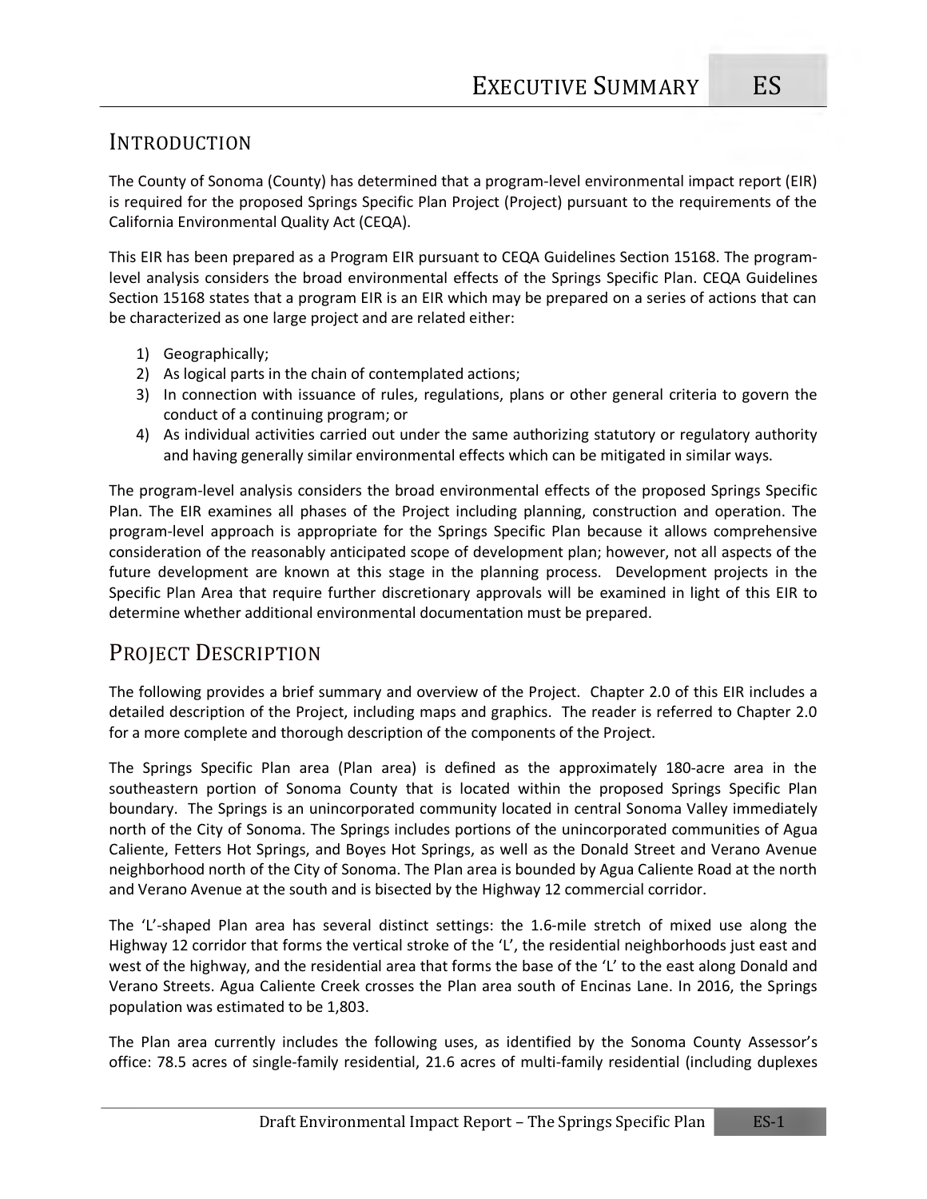# EXECUTIVE SUMMARY ES

## INTRODUCTION

The County of Sonoma (County) has determined that a program-level environmental impact report (EIR) is required for the proposed Springs Specific Plan Project (Project) pursuant to the requirements of the California Environmental Quality Act (CEQA).

This EIR has been prepared as a Program EIR pursuant to CEQA Guidelines Section 15168. The program-level analysis considers the broad environmental effects of the Springs Specific Plan. CEQA Guidelines Section 15168 states that a program EIR is an EIR which may be prepared on a series of actions that can be characterized as one large project and are related either:

1) Geographically;
2) As logical parts in the chain of contemplated actions;
3) In connection with issuance of rules, regulations, plans or other general criteria to govern the conduct of a continuing program; or
4) As individual activities carried out under the same authorizing statutory or regulatory authority and having generally similar environmental effects which can be mitigated in similar ways.

The program-level analysis considers the broad environmental effects of the proposed Springs Specific Plan. The EIR examines all phases of the Project including planning, construction and operation. The program-level approach is appropriate for the Springs Specific Plan because it allows comprehensive consideration of the reasonably anticipated scope of development plan; however, not all aspects of the future development are known at this stage in the planning process. Development projects in the Specific Plan Area that require further discretionary approvals will be examined in light of this EIR to determine whether additional environmental documentation must be prepared.

## PROJECT DESCRIPTION

The following provides a brief summary and overview of the Project. Chapter 2.0 of this EIR includes a detailed description of the Project, including maps and graphics. The reader is referred to Chapter 2.0 for a more complete and thorough description of the components of the Project.

The Springs Specific Plan area (Plan area) is defined as the approximately 180-acre area in the southeastern portion of Sonoma County that is located within the proposed Springs Specific Plan boundary. The Springs is an unincorporated community located in central Sonoma Valley immediately north of the City of Sonoma. The Springs includes portions of the unincorporated communities of Agua Caliente, Fetters Hot Springs, and Boyes Hot Springs, as well as the Donald Street and Verano Avenue neighborhood north of the City of Sonoma. The Plan area is bounded by Agua Caliente Road at the north and Verano Avenue at the south and is bisected by the Highway 12 commercial corridor.

The 'L'-shaped Plan area has several distinct settings: the 1.6-mile stretch of mixed use along the Highway 12 corridor that forms the vertical stroke of the 'L', the residential neighborhoods just east and west of the highway, and the residential area that forms the base of the 'L' to the east along Donald and Verano Streets. Agua Caliente Creek crosses the Plan area south of Encinas Lane. In 2016, the Springs population was estimated to be 1,803.

The Plan area currently includes the following uses, as identified by the Sonoma County Assessor's office: 78.5 acres of single-family residential, 21.6 acres of multi-family residential (including duplexes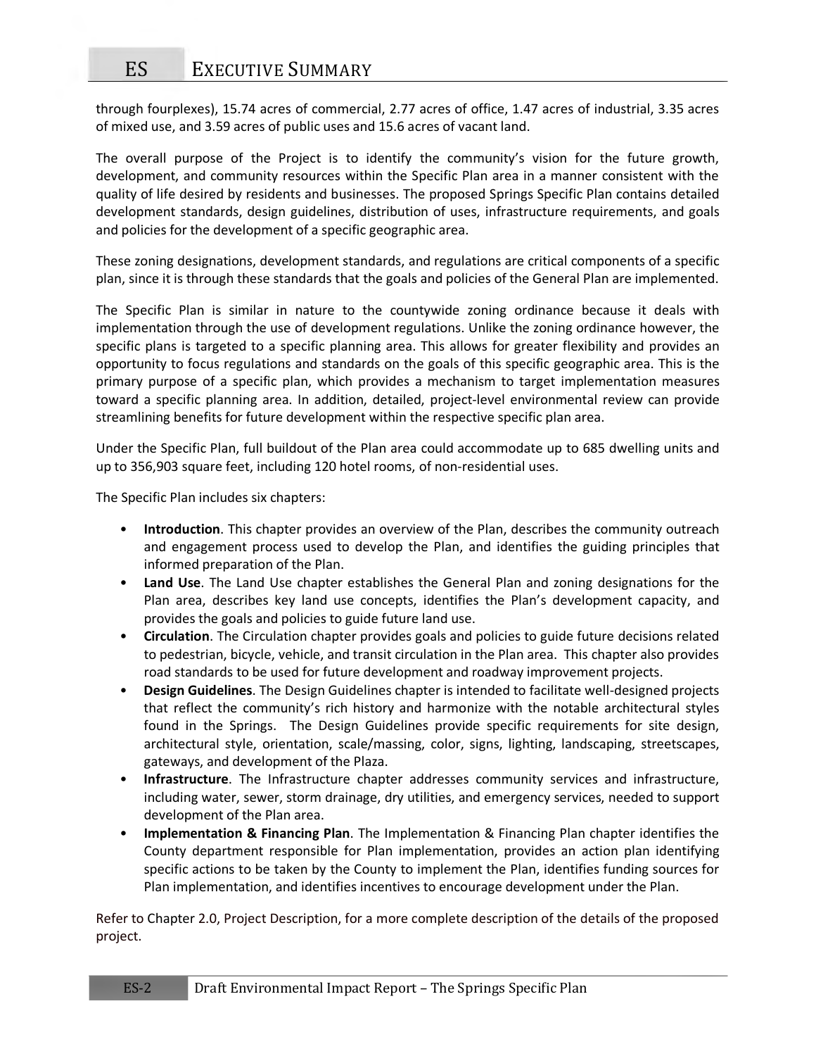through fourplexes), 15.74 acres of commercial, 2.77 acres of office, 1.47 acres of industrial, 3.35 acres of mixed use, and 3.59 acres of public uses and 15.6 acres of vacant land.

The overall purpose of the Project is to identify the community's vision for the future growth, development, and community resources within the Specific Plan area in a manner consistent with the quality of life desired by residents and businesses. The proposed Springs Specific Plan contains detailed development standards, design guidelines, distribution of uses, infrastructure requirements, and goals and policies for the development of a specific geographic area.

These zoning designations, development standards, and regulations are critical components of a specific plan, since it is through these standards that the goals and policies of the General Plan are implemented.

The Specific Plan is similar in nature to the countywide zoning ordinance because it deals with implementation through the use of development regulations. Unlike the zoning ordinance however, the specific plans is targeted to a specific planning area. This allows for greater flexibility and provides an opportunity to focus regulations and standards on the goals of this specific geographic area. This is the primary purpose of a specific plan, which provides a mechanism to target implementation measures toward a specific planning area. In addition, detailed, project-level environmental review can provide streamlining benefits for future development within the respective specific plan area.

Under the Specific Plan, full buildout of the Plan area could accommodate up to 685 dwelling units and up to 356,903 square feet, including 120 hotel rooms, of non-residential uses.

The Specific Plan includes six chapters:

- **Introduction**. This chapter provides an overview of the Plan, describes the community outreach and engagement process used to develop the Plan, and identifies the guiding principles that informed preparation of the Plan.
- **Land Use**. The Land Use chapter establishes the General Plan and zoning designations for the Plan area, describes key land use concepts, identifies the Plan's development capacity, and provides the goals and policies to guide future land use.
- **Circulation**. The Circulation chapter provides goals and policies to guide future decisions related to pedestrian, bicycle, vehicle, and transit circulation in the Plan area. This chapter also provides road standards to be used for future development and roadway improvement projects.
- **Design Guidelines**. The Design Guidelines chapter is intended to facilitate well-designed projects that reflect the community's rich history and harmonize with the notable architectural styles found in the Springs. The Design Guidelines provide specific requirements for site design, architectural style, orientation, scale/massing, color, signs, lighting, landscaping, streetscapes, gateways, and development of the Plaza.
- **Infrastructure**. The Infrastructure chapter addresses community services and infrastructure, including water, sewer, storm drainage, dry utilities, and emergency services, needed to support development of the Plan area.
- **Implementation & Financing Plan**. The Implementation & Financing Plan chapter identifies the County department responsible for Plan implementation, provides an action plan identifying specific actions to be taken by the County to implement the Plan, identifies funding sources for Plan implementation, and identifies incentives to encourage development under the Plan.

Refer to Chapter 2.0, Project Description, for a more complete description of the details of the proposed project.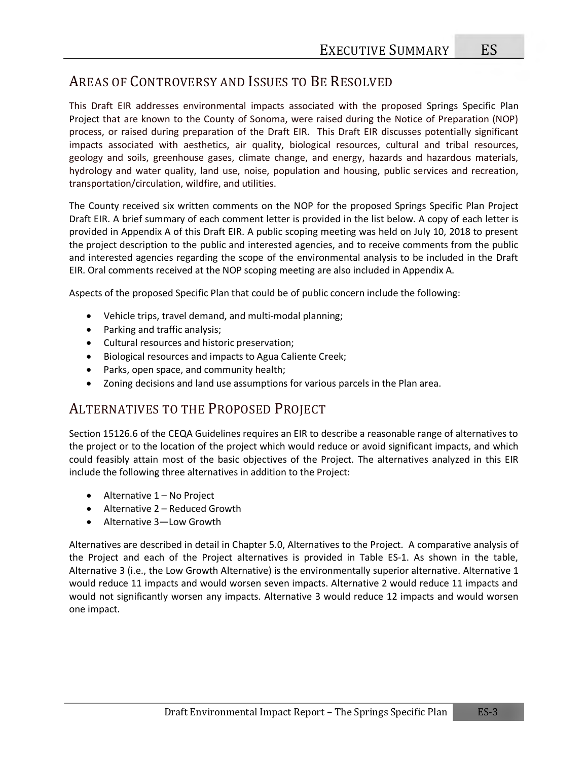## Areas of Controversy and Issues to Be Resolved

This Draft EIR addresses environmental impacts associated with the proposed Springs Specific Plan Project that are known to the County of Sonoma, were raised during the Notice of Preparation (NOP) process, or raised during preparation of the Draft EIR. This Draft EIR discusses potentially significant impacts associated with aesthetics, air quality, biological resources, cultural and tribal resources, geology and soils, greenhouse gases, climate change, and energy, hazards and hazardous materials, hydrology and water quality, land use, noise, population and housing, public services and recreation, transportation/circulation, wildfire, and utilities.

The County received six written comments on the NOP for the proposed Springs Specific Plan Project Draft EIR. A brief summary of each comment letter is provided in the list below. A copy of each letter is provided in Appendix A of this Draft EIR. A public scoping meeting was held on July 10, 2018 to present the project description to the public and interested agencies, and to receive comments from the public and interested agencies regarding the scope of the environmental analysis to be included in the Draft EIR. Oral comments received at the NOP scoping meeting are also included in Appendix A.

Aspects of the proposed Specific Plan that could be of public concern include the following:

- Vehicle trips, travel demand, and multi-modal planning;
- Parking and traffic analysis;
- Cultural resources and historic preservation;
- Biological resources and impacts to Agua Caliente Creek;
- Parks, open space, and community health;
- Zoning decisions and land use assumptions for various parcels in the Plan area.

## Alternatives to the Proposed Project

Section 15126.6 of the CEQA Guidelines requires an EIR to describe a reasonable range of alternatives to the project or to the location of the project which would reduce or avoid significant impacts, and which could feasibly attain most of the basic objectives of the Project. The alternatives analyzed in this EIR include the following three alternatives in addition to the Project:

- Alternative 1 – No Project
- Alternative 2 – Reduced Growth
- Alternative 3—Low Growth

Alternatives are described in detail in Chapter 5.0, Alternatives to the Project. A comparative analysis of the Project and each of the Project alternatives is provided in Table ES-1. As shown in the table, Alternative 3 (i.e., the Low Growth Alternative) is the environmentally superior alternative. Alternative 1 would reduce 11 impacts and would worsen seven impacts. Alternative 2 would reduce 11 impacts and would not significantly worsen any impacts. Alternative 3 would reduce 12 impacts and would worsen one impact.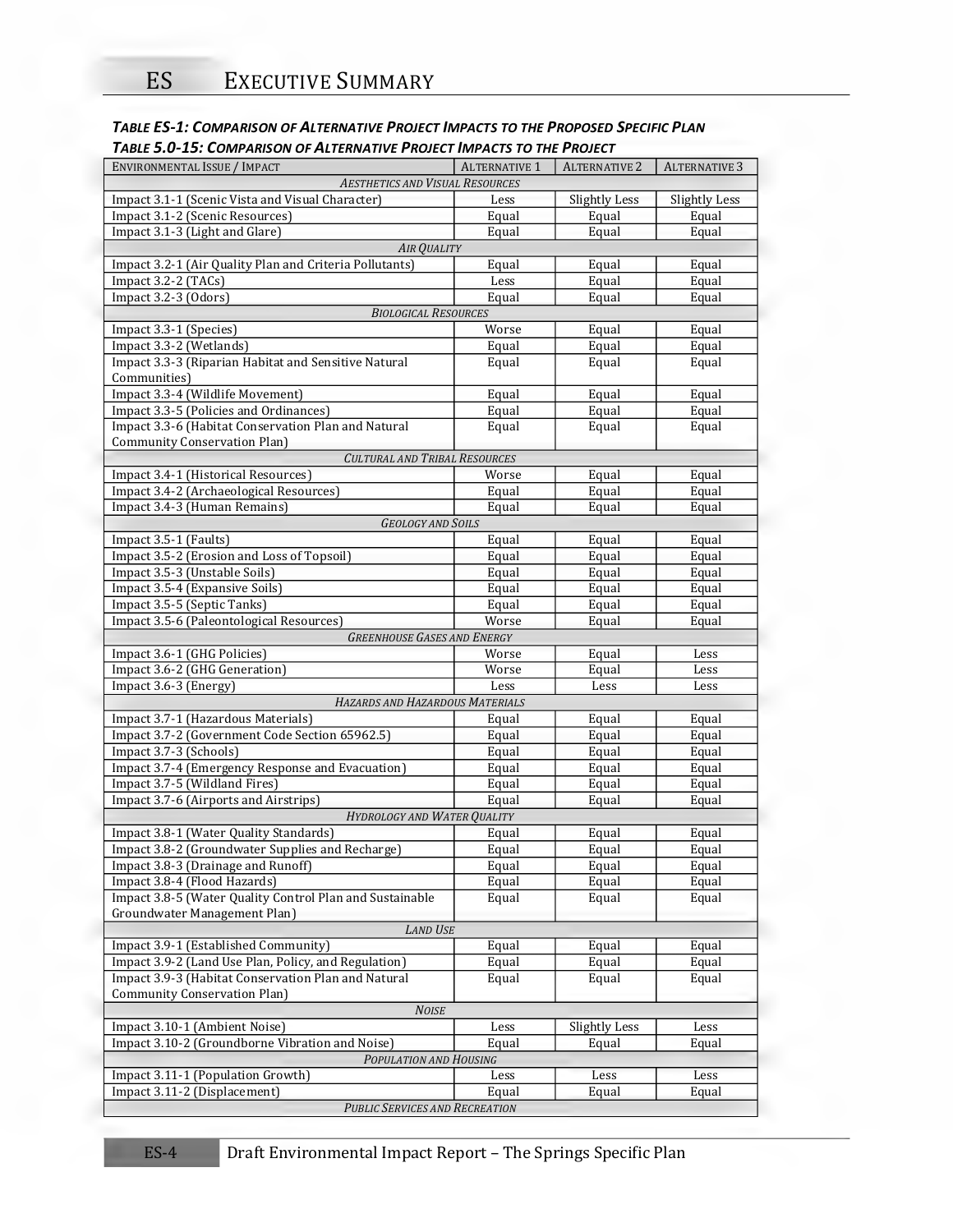**Table ES-1: Comparison of Alternative Project Impacts to the Proposed Specific Plan**

**Table 5.0-15: Comparison of Alternative Project Impacts to the Project**

| Environmental Issue / Impact | Alternative 1 | Alternative 2 | Alternative 3 |
|---|---|---|---|
| *Aesthetics and Visual Resources* | | | |
| Impact 3.1-1 (Scenic Vista and Visual Character) | Less | Slightly Less | Slightly Less |
| Impact 3.1-2 (Scenic Resources) | Equal | Equal | Equal |
| Impact 3.1-3 (Light and Glare) | Equal | Equal | Equal |
| *Air Quality* | | | |
| Impact 3.2-1 (Air Quality Plan and Criteria Pollutants) | Equal | Equal | Equal |
| Impact 3.2-2 (TACs) | Less | Equal | Equal |
| Impact 3.2-3 (Odors) | Equal | Equal | Equal |
| *Biological Resources* | | | |
| Impact 3.3-1 (Species) | Worse | Equal | Equal |
| Impact 3.3-2 (Wetlands) | Equal | Equal | Equal |
| Impact 3.3-3 (Riparian Habitat and Sensitive Natural Communities) | Equal | Equal | Equal |
| Impact 3.3-4 (Wildlife Movement) | Equal | Equal | Equal |
| Impact 3.3-5 (Policies and Ordinances) | Equal | Equal | Equal |
| Impact 3.3-6 (Habitat Conservation Plan and Natural Community Conservation Plan) | Equal | Equal | Equal |
| *Cultural and Tribal Resources* | | | |
| Impact 3.4-1 (Historical Resources) | Worse | Equal | Equal |
| Impact 3.4-2 (Archaeological Resources) | Equal | Equal | Equal |
| Impact 3.4-3 (Human Remains) | Equal | Equal | Equal |
| *Geology and Soils* | | | |
| Impact 3.5-1 (Faults) | Equal | Equal | Equal |
| Impact 3.5-2 (Erosion and Loss of Topsoil) | Equal | Equal | Equal |
| Impact 3.5-3 (Unstable Soils) | Equal | Equal | Equal |
| Impact 3.5-4 (Expansive Soils) | Equal | Equal | Equal |
| Impact 3.5-5 (Septic Tanks) | Equal | Equal | Equal |
| Impact 3.5-6 (Paleontological Resources) | Worse | Equal | Equal |
| *Greenhouse Gases and Energy* | | | |
| Impact 3.6-1 (GHG Policies) | Worse | Equal | Less |
| Impact 3.6-2 (GHG Generation) | Worse | Equal | Less |
| Impact 3.6-3 (Energy) | Less | Less | Less |
| *Hazards and Hazardous Materials* | | | |
| Impact 3.7-1 (Hazardous Materials) | Equal | Equal | Equal |
| Impact 3.7-2 (Government Code Section 65962.5) | Equal | Equal | Equal |
| Impact 3.7-3 (Schools) | Equal | Equal | Equal |
| Impact 3.7-4 (Emergency Response and Evacuation) | Equal | Equal | Equal |
| Impact 3.7-5 (Wildland Fires) | Equal | Equal | Equal |
| Impact 3.7-6 (Airports and Airstrips) | Equal | Equal | Equal |
| *Hydrology and Water Quality* | | | |
| Impact 3.8-1 (Water Quality Standards) | Equal | Equal | Equal |
| Impact 3.8-2 (Groundwater Supplies and Recharge) | Equal | Equal | Equal |
| Impact 3.8-3 (Drainage and Runoff) | Equal | Equal | Equal |
| Impact 3.8-4 (Flood Hazards) | Equal | Equal | Equal |
| Impact 3.8-5 (Water Quality Control Plan and Sustainable Groundwater Management Plan) | Equal | Equal | Equal |
| *Land Use* | | | |
| Impact 3.9-1 (Established Community) | Equal | Equal | Equal |
| Impact 3.9-2 (Land Use Plan, Policy, and Regulation) | Equal | Equal | Equal |
| Impact 3.9-3 (Habitat Conservation Plan and Natural Community Conservation Plan) | Equal | Equal | Equal |
| *Noise* | | | |
| Impact 3.10-1 (Ambient Noise) | Less | Slightly Less | Less |
| Impact 3.10-2 (Groundborne Vibration and Noise) | Equal | Equal | Equal |
| *Population and Housing* | | | |
| Impact 3.11-1 (Population Growth) | Less | Less | Less |
| Impact 3.11-2 (Displacement) | Equal | Equal | Equal |
| *Public Services and Recreation* | | | |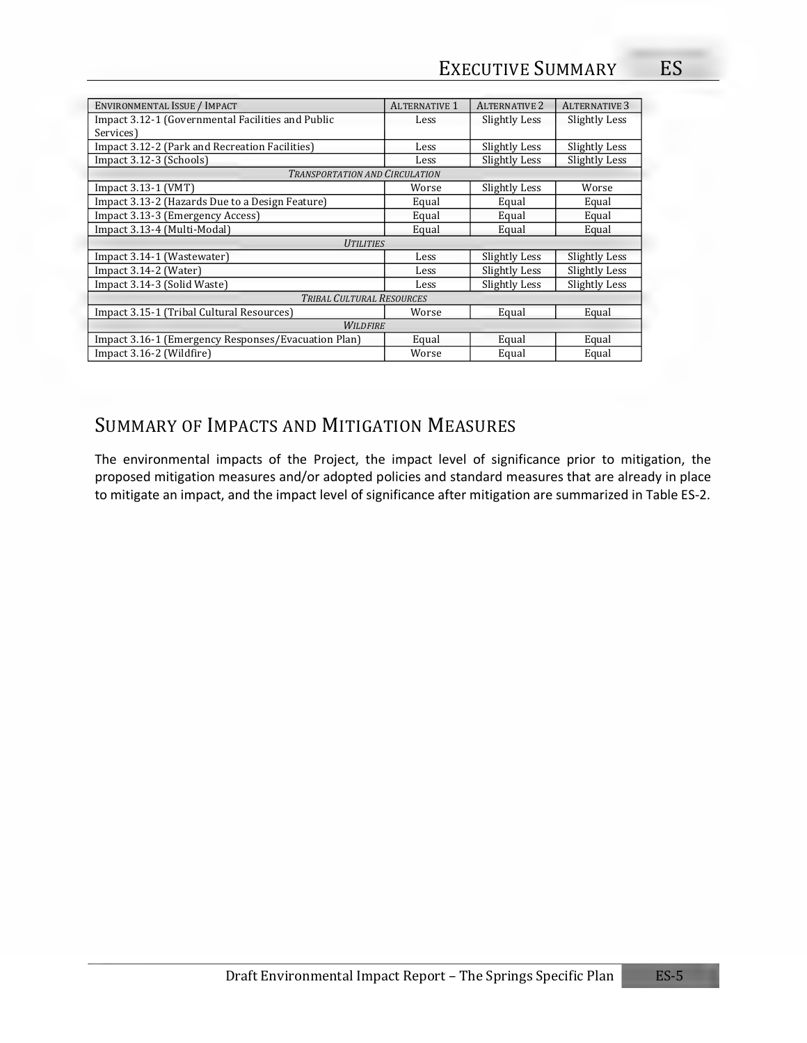| Environmental Issue / Impact | Alternative 1 | Alternative 2 | Alternative 3 |
|---|---|---|---|
| Impact 3.12-1 (Governmental Facilities and Public Services) | Less | Slightly Less | Slightly Less |
| Impact 3.12-2 (Park and Recreation Facilities) | Less | Slightly Less | Slightly Less |
| Impact 3.12-3 (Schools) | Less | Slightly Less | Slightly Less |
| *Transportation and Circulation* | | | |
| Impact 3.13-1 (VMT) | Worse | Slightly Less | Worse |
| Impact 3.13-2 (Hazards Due to a Design Feature) | Equal | Equal | Equal |
| Impact 3.13-3 (Emergency Access) | Equal | Equal | Equal |
| Impact 3.13-4 (Multi-Modal) | Equal | Equal | Equal |
| *Utilities* | | | |
| Impact 3.14-1 (Wastewater) | Less | Slightly Less | Slightly Less |
| Impact 3.14-2 (Water) | Less | Slightly Less | Slightly Less |
| Impact 3.14-3 (Solid Waste) | Less | Slightly Less | Slightly Less |
| *Tribal Cultural Resources* | | | |
| Impact 3.15-1 (Tribal Cultural Resources) | Worse | Equal | Equal |
| *Wildfire* | | | |
| Impact 3.16-1 (Emergency Responses/Evacuation Plan) | Equal | Equal | Equal |
| Impact 3.16-2 (Wildfire) | Worse | Equal | Equal |

## Summary of Impacts and Mitigation Measures

The environmental impacts of the Project, the impact level of significance prior to mitigation, the proposed mitigation measures and/or adopted policies and standard measures that are already in place to mitigate an impact, and the impact level of significance after mitigation are summarized in Table ES-2.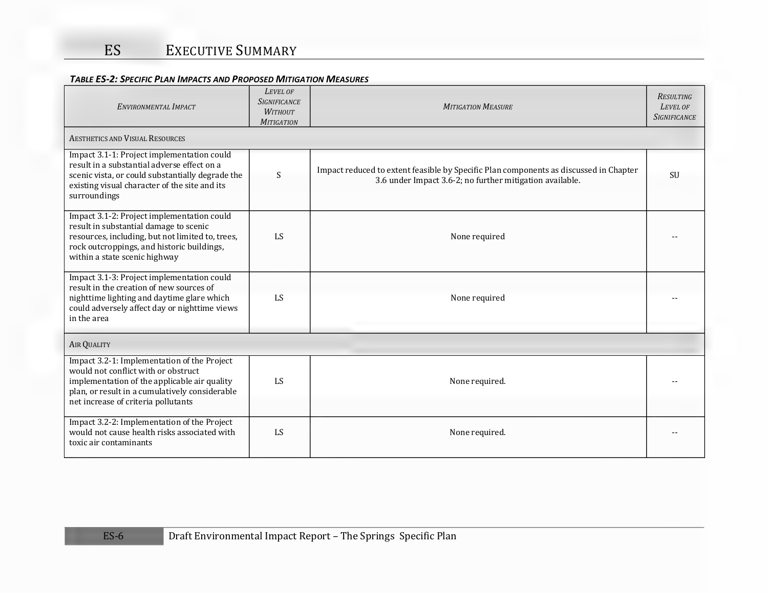**TABLE ES-2: SPECIFIC PLAN IMPACTS AND PROPOSED MITIGATION MEASURES**

| ENVIRONMENTAL IMPACT | LEVEL OF SIGNIFICANCE WITHOUT MITIGATION | MITIGATION MEASURE | RESULTING LEVEL OF SIGNIFICANCE |
|---|---|---|---|
| AESTHETICS AND VISUAL RESOURCES | | | |
| Impact 3.1-1: Project implementation could result in a substantial adverse effect on a scenic vista, or could substantially degrade the existing visual character of the site and its surroundings | S | Impact reduced to extent feasible by Specific Plan components as discussed in Chapter 3.6 under Impact 3.6-2; no further mitigation available. | SU |
| Impact 3.1-2: Project implementation could result in substantial damage to scenic resources, including, but not limited to, trees, rock outcroppings, and historic buildings, within a state scenic highway | LS | None required | -- |
| Impact 3.1-3: Project implementation could result in the creation of new sources of nighttime lighting and daytime glare which could adversely affect day or nighttime views in the area | LS | None required | -- |
| AIR QUALITY | | | |
| Impact 3.2-1: Implementation of the Project would not conflict with or obstruct implementation of the applicable air quality plan, or result in a cumulatively considerable net increase of criteria pollutants | LS | None required. | -- |
| Impact 3.2-2: Implementation of the Project would not cause health risks associated with toxic air contaminants | LS | None required. | -- |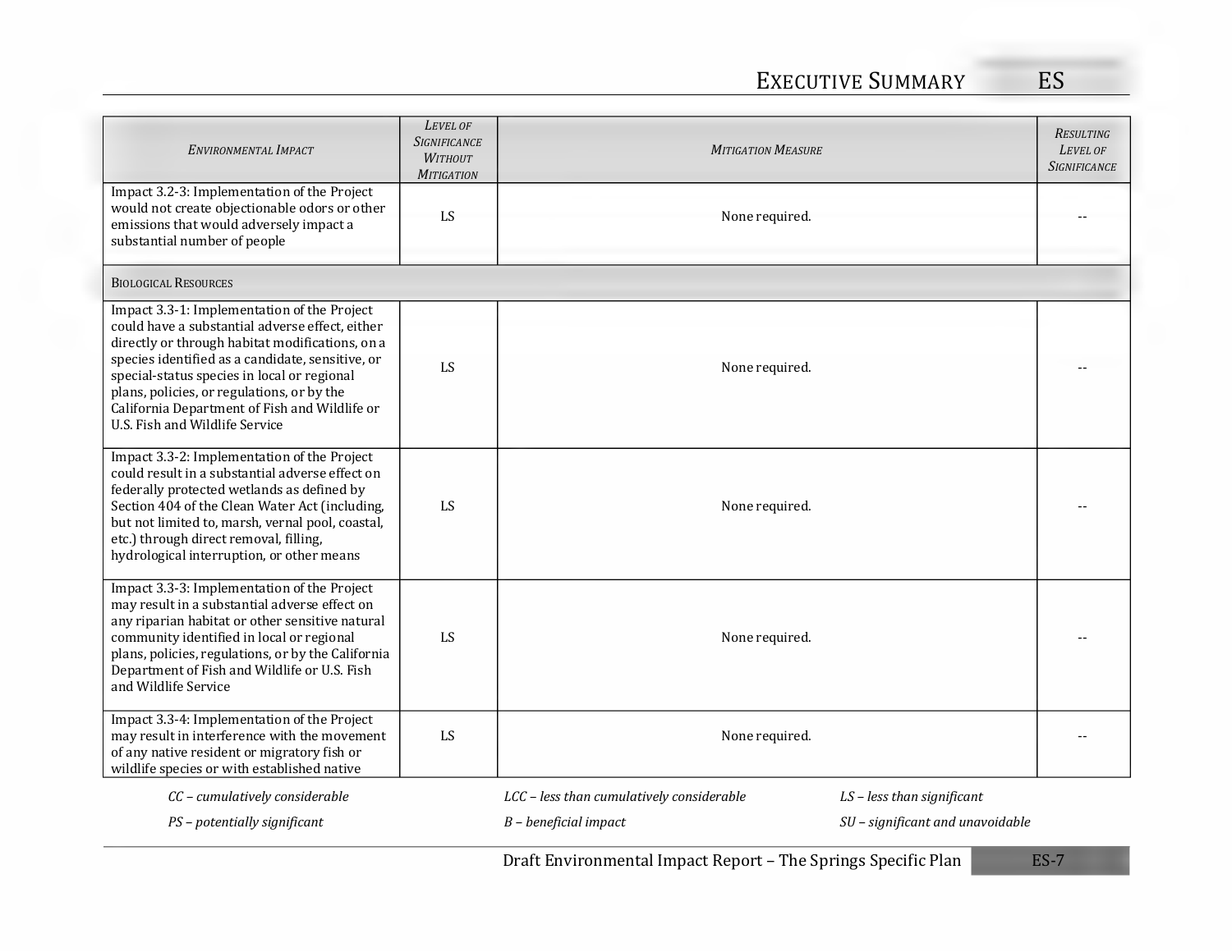| *Environmental Impact* | *Level of Significance Without Mitigation* | *Mitigation Measure* | *Resulting Level of Significance* |
|---|---|---|---|
| Impact 3.2-3: Implementation of the Project would not create objectionable odors or other emissions that would adversely impact a substantial number of people | LS | None required. | -- |
| Biological Resources | | | |
| Impact 3.3-1: Implementation of the Project could have a substantial adverse effect, either directly or through habitat modifications, on a species identified as a candidate, sensitive, or special-status species in local or regional plans, policies, or regulations, or by the California Department of Fish and Wildlife or U.S. Fish and Wildlife Service | LS | None required. | -- |
| Impact 3.3-2: Implementation of the Project could result in a substantial adverse effect on federally protected wetlands as defined by Section 404 of the Clean Water Act (including, but not limited to, marsh, vernal pool, coastal, etc.) through direct removal, filling, hydrological interruption, or other means | LS | None required. | -- |
| Impact 3.3-3: Implementation of the Project may result in a substantial adverse effect on any riparian habitat or other sensitive natural community identified in local or regional plans, policies, regulations, or by the California Department of Fish and Wildlife or U.S. Fish and Wildlife Service | LS | None required. | -- |
| Impact 3.3-4: Implementation of the Project may result in interference with the movement of any native resident or migratory fish or wildlife species or with established native | LS | None required. | -- |

*CC – cumulatively considerable* *LCC – less than cumulatively considerable* *LS – less than significant*

*PS – potentially significant* *B – beneficial impact* *SU – significant and unavoidable*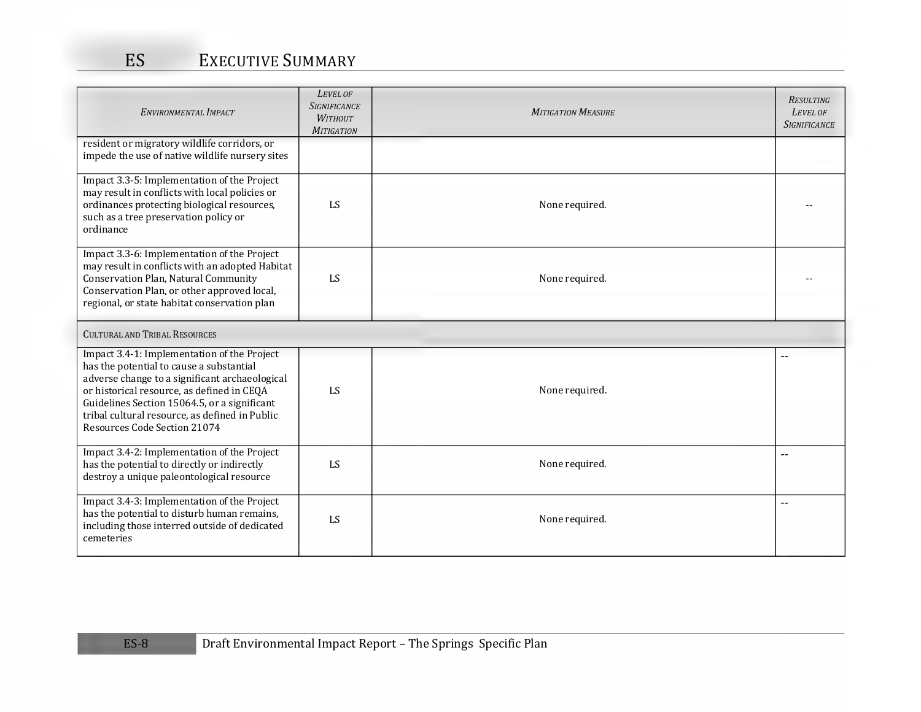| Environmental Impact | Level of Significance Without Mitigation | Mitigation Measure | Resulting Level of Significance |
|---|---|---|---|
| resident or migratory wildlife corridors, or impede the use of native wildlife nursery sites | | | |
| Impact 3.3-5: Implementation of the Project may result in conflicts with local policies or ordinances protecting biological resources, such as a tree preservation policy or ordinance | LS | None required. | -- |
| Impact 3.3-6: Implementation of the Project may result in conflicts with an adopted Habitat Conservation Plan, Natural Community Conservation Plan, or other approved local, regional, or state habitat conservation plan | LS | None required. | -- |
| Cultural and Tribal Resources | | | |
| Impact 3.4-1: Implementation of the Project has the potential to cause a substantial adverse change to a significant archaeological or historical resource, as defined in CEQA Guidelines Section 15064.5, or a significant tribal cultural resource, as defined in Public Resources Code Section 21074 | LS | None required. | -- |
| Impact 3.4-2: Implementation of the Project has the potential to directly or indirectly destroy a unique paleontological resource | LS | None required. | -- |
| Impact 3.4-3: Implementation of the Project has the potential to disturb human remains, including those interred outside of dedicated cemeteries | LS | None required. | -- |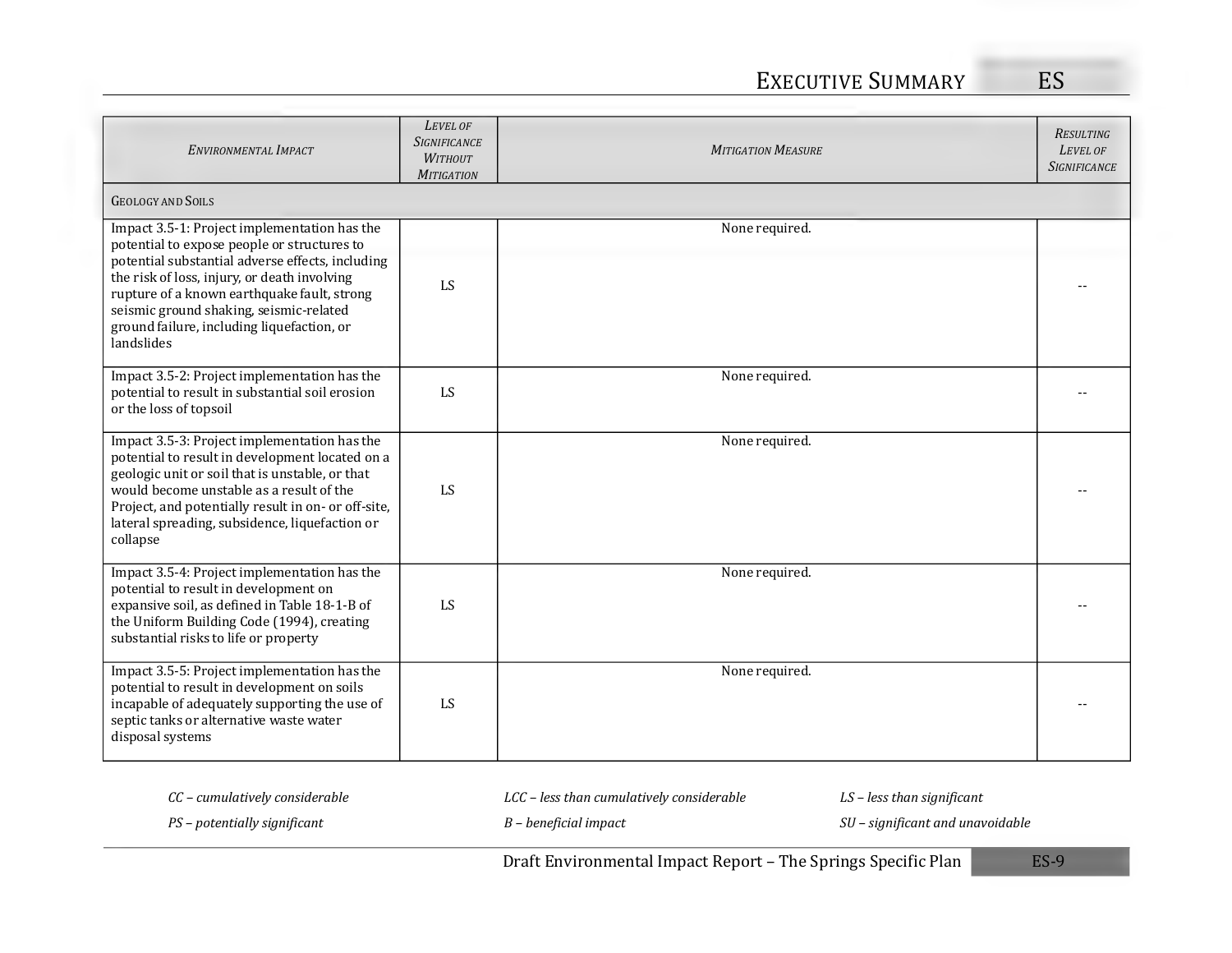| Environmental Impact | Level of Significance Without Mitigation | Mitigation Measure | Resulting Level of Significance |
|---|---|---|---|
| **Geology and Soils** | | | |
| Impact 3.5-1: Project implementation has the potential to expose people or structures to potential substantial adverse effects, including the risk of loss, injury, or death involving rupture of a known earthquake fault, strong seismic ground shaking, seismic-related ground failure, including liquefaction, or landslides | LS | None required. | -- |
| Impact 3.5-2: Project implementation has the potential to result in substantial soil erosion or the loss of topsoil | LS | None required. | -- |
| Impact 3.5-3: Project implementation has the potential to result in development located on a geologic unit or soil that is unstable, or that would become unstable as a result of the Project, and potentially result in on- or off-site, lateral spreading, subsidence, liquefaction or collapse | LS | None required. | -- |
| Impact 3.5-4: Project implementation has the potential to result in development on expansive soil, as defined in Table 18-1-B of the Uniform Building Code (1994), creating substantial risks to life or property | LS | None required. | -- |
| Impact 3.5-5: Project implementation has the potential to result in development on soils incapable of adequately supporting the use of septic tanks or alternative waste water disposal systems | LS | None required. | -- |

*CC – cumulatively considerable* *LCC – less than cumulatively considerable* *LS – less than significant*

*PS – potentially significant* *B – beneficial impact* *SU – significant and unavoidable*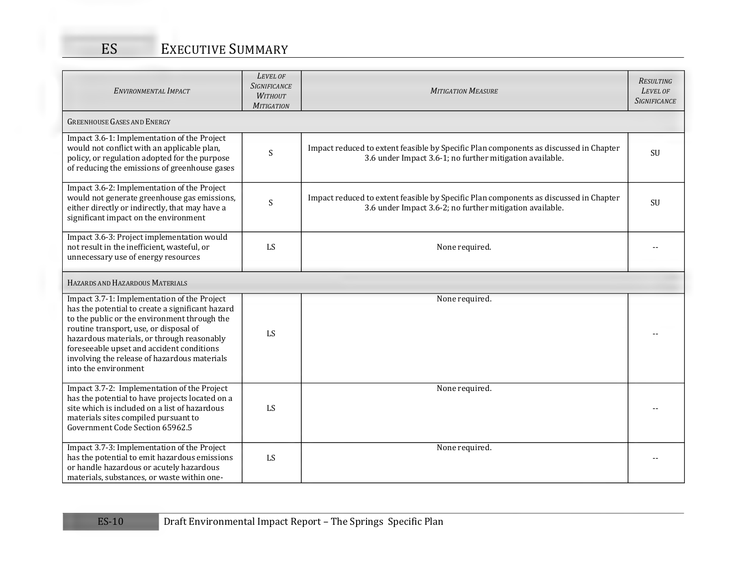| Environmental Impact | Level of Significance Without Mitigation | Mitigation Measure | Resulting Level of Significance |
|---|---|---|---|
| **Greenhouse Gases and Energy** | | | |
| Impact 3.6-1: Implementation of the Project would not conflict with an applicable plan, policy, or regulation adopted for the purpose of reducing the emissions of greenhouse gases | S | Impact reduced to extent feasible by Specific Plan components as discussed in Chapter 3.6 under Impact 3.6-1; no further mitigation available. | SU |
| Impact 3.6-2: Implementation of the Project would not generate greenhouse gas emissions, either directly or indirectly, that may have a significant impact on the environment | S | Impact reduced to extent feasible by Specific Plan components as discussed in Chapter 3.6 under Impact 3.6-2; no further mitigation available. | SU |
| Impact 3.6-3: Project implementation would not result in the inefficient, wasteful, or unnecessary use of energy resources | LS | None required. | -- |
| **Hazards and Hazardous Materials** | | | |
| Impact 3.7-1: Implementation of the Project has the potential to create a significant hazard to the public or the environment through the routine transport, use, or disposal of hazardous materials, or through reasonably foreseeable upset and accident conditions involving the release of hazardous materials into the environment | LS | None required. | -- |
| Impact 3.7-2: Implementation of the Project has the potential to have projects located on a site which is included on a list of hazardous materials sites compiled pursuant to Government Code Section 65962.5 | LS | None required. | -- |
| Impact 3.7-3: Implementation of the Project has the potential to emit hazardous emissions or handle hazardous or acutely hazardous materials, substances, or waste within one- | LS | None required. | -- |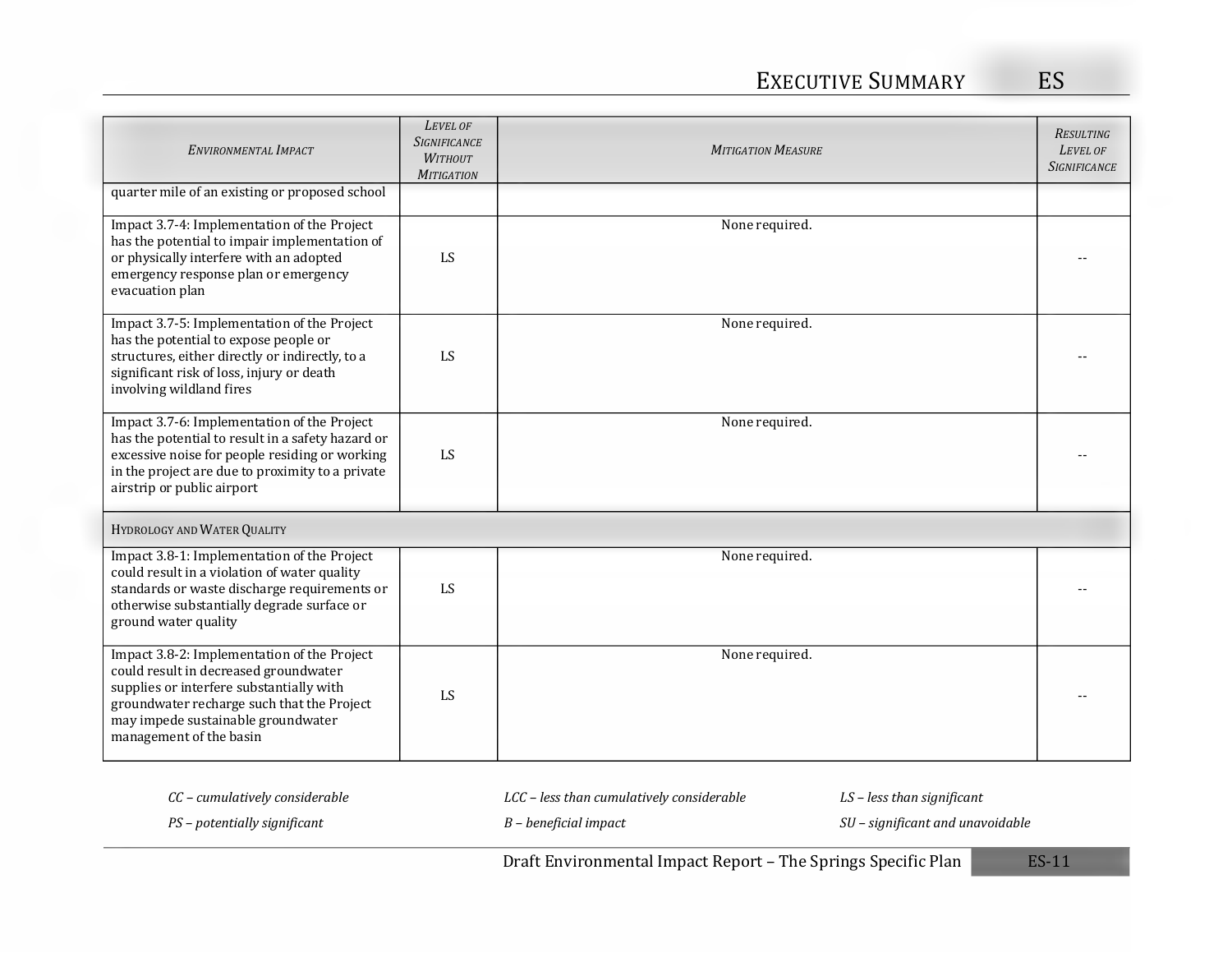| Environmental Impact | Level of Significance Without Mitigation | Mitigation Measure | Resulting Level of Significance |
|---|---|---|---|
| quarter mile of an existing or proposed school | | | |
| Impact 3.7-4: Implementation of the Project has the potential to impair implementation of or physically interfere with an adopted emergency response plan or emergency evacuation plan | LS | None required. | -- |
| Impact 3.7-5: Implementation of the Project has the potential to expose people or structures, either directly or indirectly, to a significant risk of loss, injury or death involving wildland fires | LS | None required. | -- |
| Impact 3.7-6: Implementation of the Project has the potential to result in a safety hazard or excessive noise for people residing or working in the project are due to proximity to a private airstrip or public airport | LS | None required. | -- |
| Hydrology and Water Quality | | | |
| Impact 3.8-1: Implementation of the Project could result in a violation of water quality standards or waste discharge requirements or otherwise substantially degrade surface or ground water quality | LS | None required. | -- |
| Impact 3.8-2: Implementation of the Project could result in decreased groundwater supplies or interfere substantially with groundwater recharge such that the Project may impede sustainable groundwater management of the basin | LS | None required. | -- |

*CC – cumulatively considerable* *LCC – less than cumulatively considerable* *LS – less than significant*

*PS – potentially significant* *B – beneficial impact* *SU – significant and unavoidable*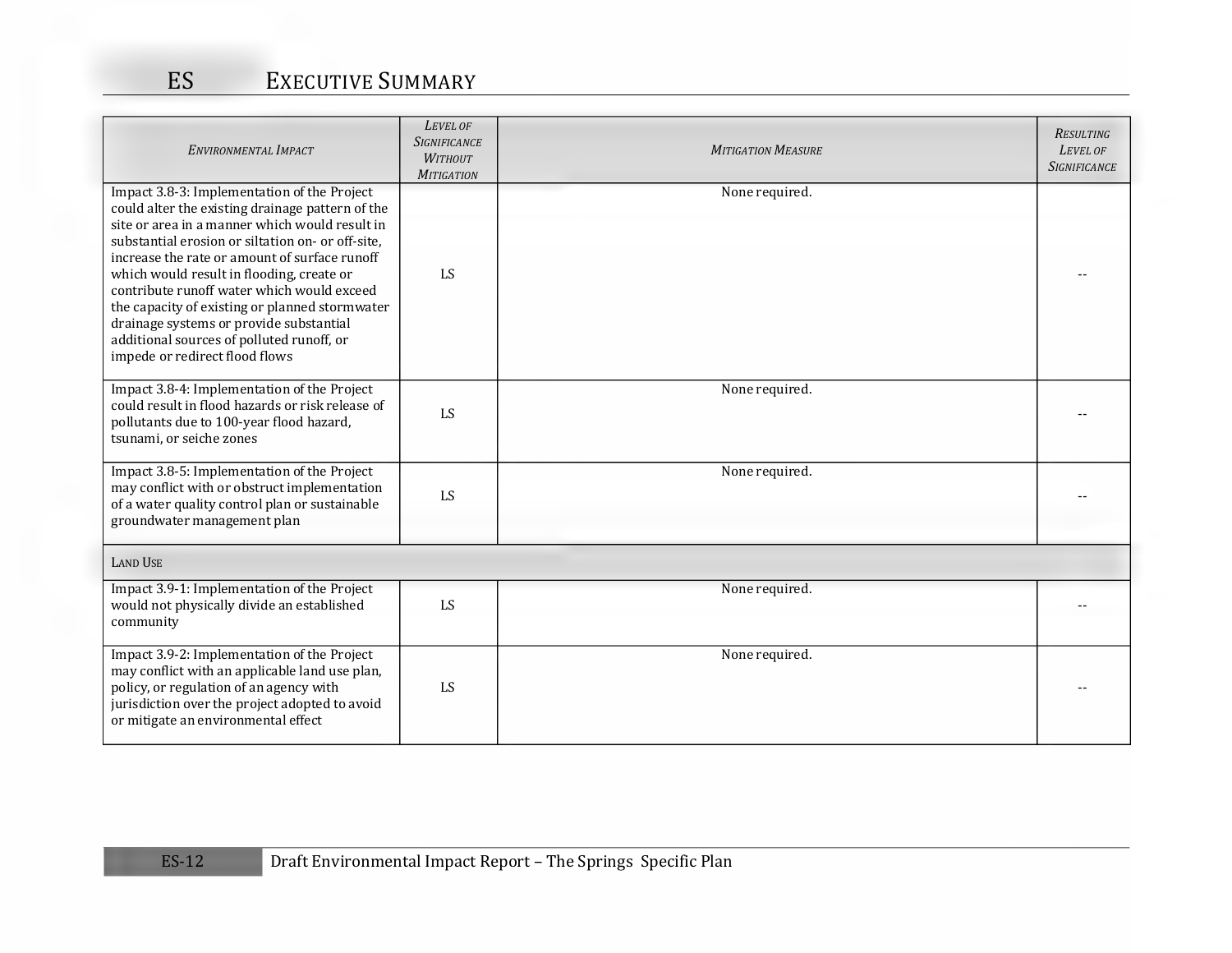| Environmental Impact | Level of Significance Without Mitigation | Mitigation Measure | Resulting Level of Significance |
|---|---|---|---|
| Impact 3.8-3: Implementation of the Project could alter the existing drainage pattern of the site or area in a manner which would result in substantial erosion or siltation on- or off-site, increase the rate or amount of surface runoff which would result in flooding, create or contribute runoff water which would exceed the capacity of existing or planned stormwater drainage systems or provide substantial additional sources of polluted runoff, or impede or redirect flood flows | LS | None required. | -- |
| Impact 3.8-4: Implementation of the Project could result in flood hazards or risk release of pollutants due to 100-year flood hazard, tsunami, or seiche zones | LS | None required. | -- |
| Impact 3.8-5: Implementation of the Project may conflict with or obstruct implementation of a water quality control plan or sustainable groundwater management plan | LS | None required. | -- |
| **Land Use** | | | |
| Impact 3.9-1: Implementation of the Project would not physically divide an established community | LS | None required. | -- |
| Impact 3.9-2: Implementation of the Project may conflict with an applicable land use plan, policy, or regulation of an agency with jurisdiction over the project adopted to avoid or mitigate an environmental effect | LS | None required. | -- |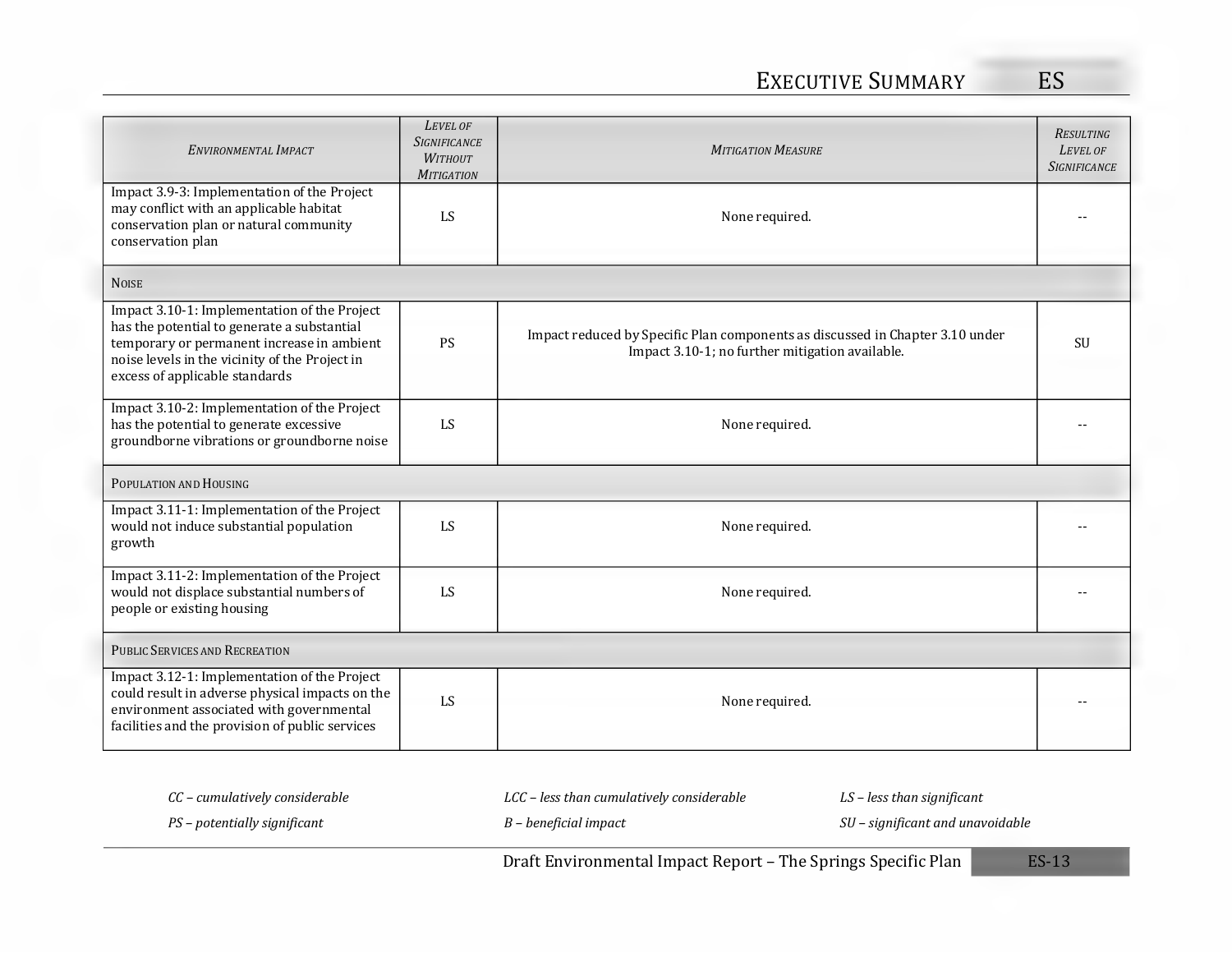| *Environmental Impact* | *Level of Significance Without Mitigation* | *Mitigation Measure* | *Resulting Level of Significance* |
|---|---|---|---|
| Impact 3.9-3: Implementation of the Project may conflict with an applicable habitat conservation plan or natural community conservation plan | LS | None required. | -- |
| Noise | | | |
| Impact 3.10-1: Implementation of the Project has the potential to generate a substantial temporary or permanent increase in ambient noise levels in the vicinity of the Project in excess of applicable standards | PS | Impact reduced by Specific Plan components as discussed in Chapter 3.10 under Impact 3.10-1; no further mitigation available. | SU |
| Impact 3.10-2: Implementation of the Project has the potential to generate excessive groundborne vibrations or groundborne noise | LS | None required. | -- |
| Population and Housing | | | |
| Impact 3.11-1: Implementation of the Project would not induce substantial population growth | LS | None required. | -- |
| Impact 3.11-2: Implementation of the Project would not displace substantial numbers of people or existing housing | LS | None required. | -- |
| Public Services and Recreation | | | |
| Impact 3.12-1: Implementation of the Project could result in adverse physical impacts on the environment associated with governmental facilities and the provision of public services | LS | None required. | -- |

*CC – cumulatively considerable* *LCC – less than cumulatively considerable* *LS – less than significant*

*PS – potentially significant* *B – beneficial impact* *SU – significant and unavoidable*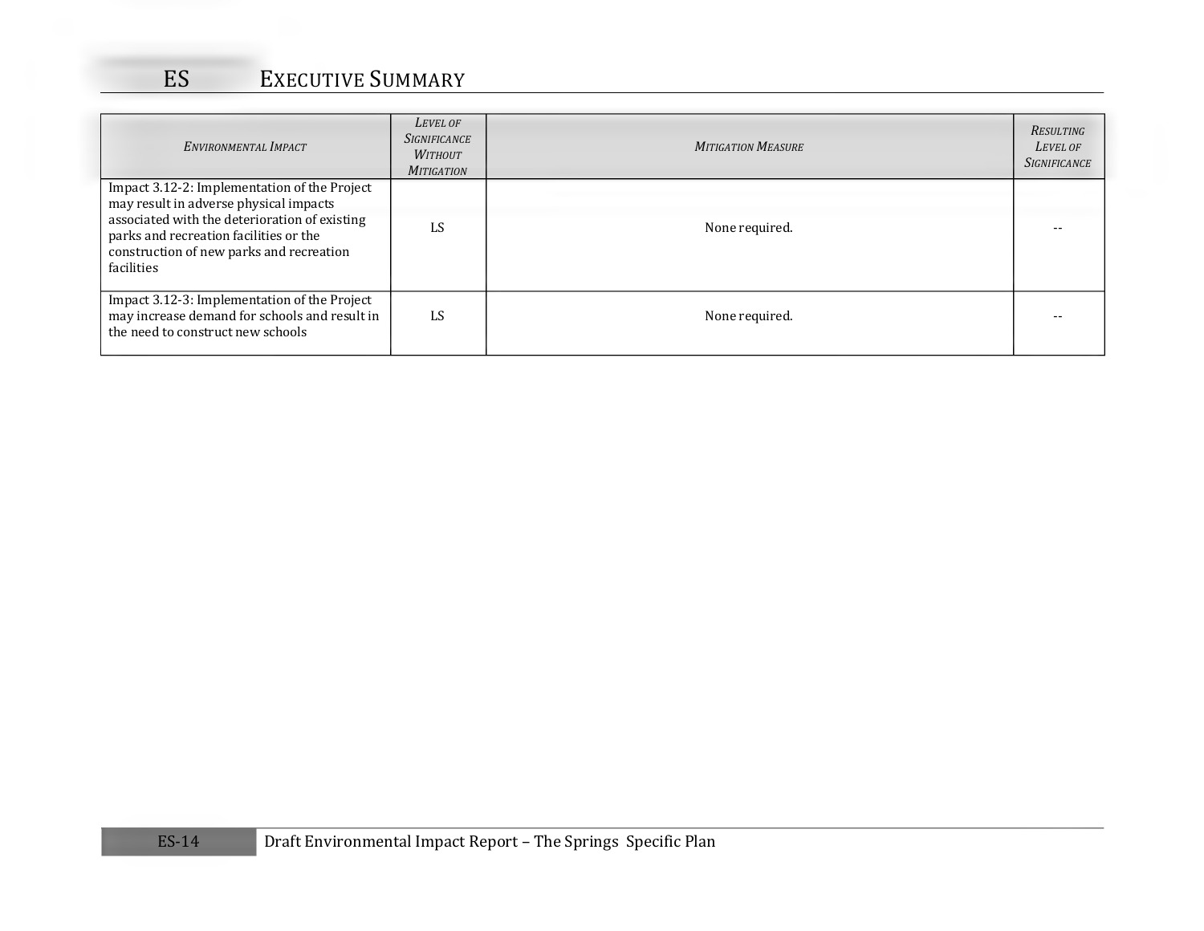| *Environmental Impact* | *Level of Significance Without Mitigation* | *Mitigation Measure* | *Resulting Level of Significance* |
| --- | --- | --- | --- |
| Impact 3.12-2: Implementation of the Project may result in adverse physical impacts associated with the deterioration of existing parks and recreation facilities or the construction of new parks and recreation facilities | LS | None required. | -- |
| Impact 3.12-3: Implementation of the Project may increase demand for schools and result in the need to construct new schools | LS | None required. | -- |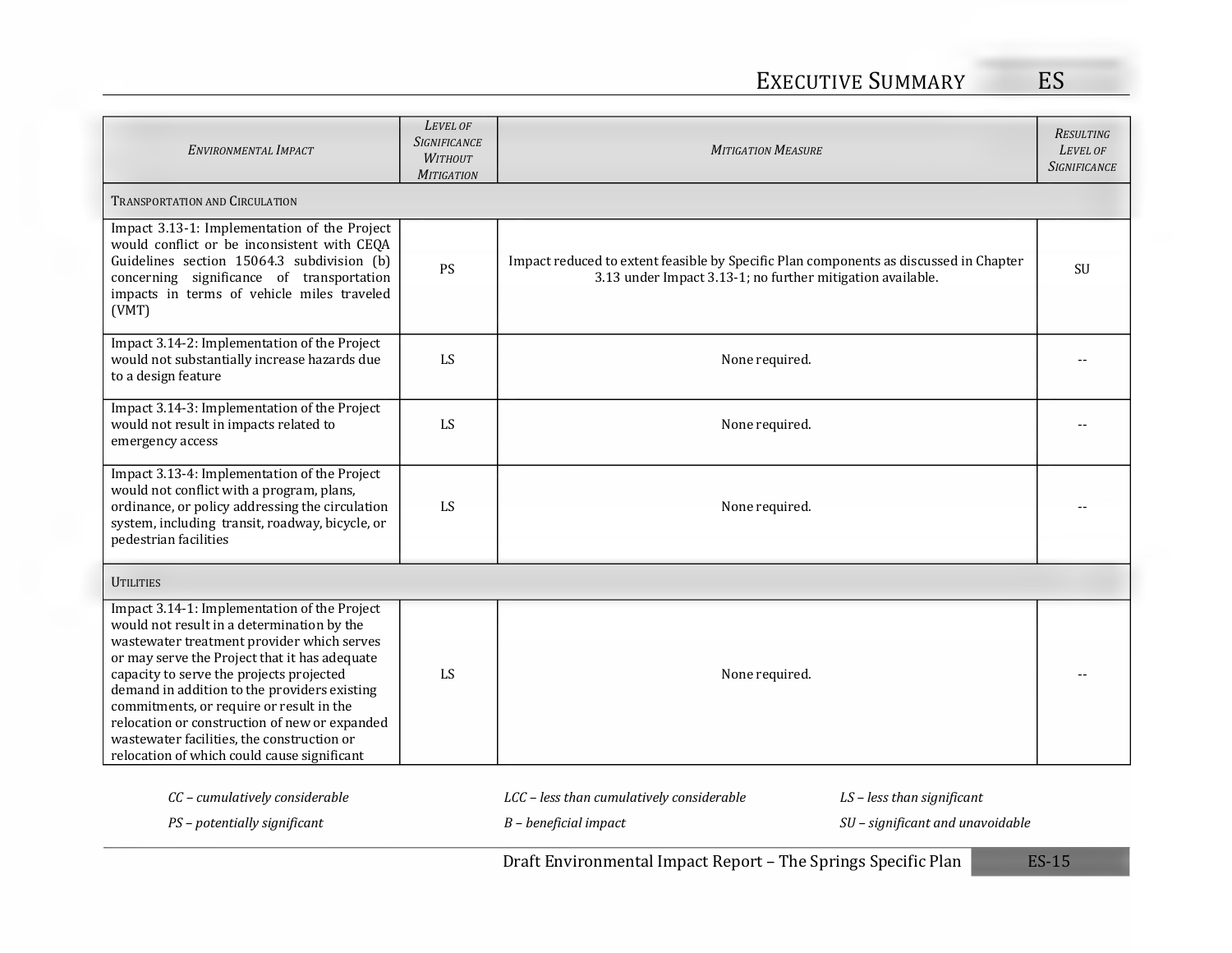| *Environmental Impact* | *Level of Significance Without Mitigation* | *Mitigation Measure* | *Resulting Level of Significance* |
|---|---|---|---|
| Transportation and Circulation | | | |
| Impact 3.13-1: Implementation of the Project would conflict or be inconsistent with CEQA Guidelines section 15064.3 subdivision (b) concerning significance of transportation impacts in terms of vehicle miles traveled (VMT) | PS | Impact reduced to extent feasible by Specific Plan components as discussed in Chapter 3.13 under Impact 3.13-1; no further mitigation available. | SU |
| Impact 3.14-2: Implementation of the Project would not substantially increase hazards due to a design feature | LS | None required. | -- |
| Impact 3.14-3: Implementation of the Project would not result in impacts related to emergency access | LS | None required. | -- |
| Impact 3.13-4: Implementation of the Project would not conflict with a program, plans, ordinance, or policy addressing the circulation system, including transit, roadway, bicycle, or pedestrian facilities | LS | None required. | -- |
| Utilities | | | |
| Impact 3.14-1: Implementation of the Project would not result in a determination by the wastewater treatment provider which serves or may serve the Project that it has adequate capacity to serve the projects projected demand in addition to the providers existing commitments, or require or result in the relocation or construction of new or expanded wastewater facilities, the construction or relocation of which could cause significant | LS | None required. | -- |

*CC – cumulatively considerable* *LCC – less than cumulatively considerable* *LS – less than significant*

*PS – potentially significant* *B – beneficial impact* *SU – significant and unavoidable*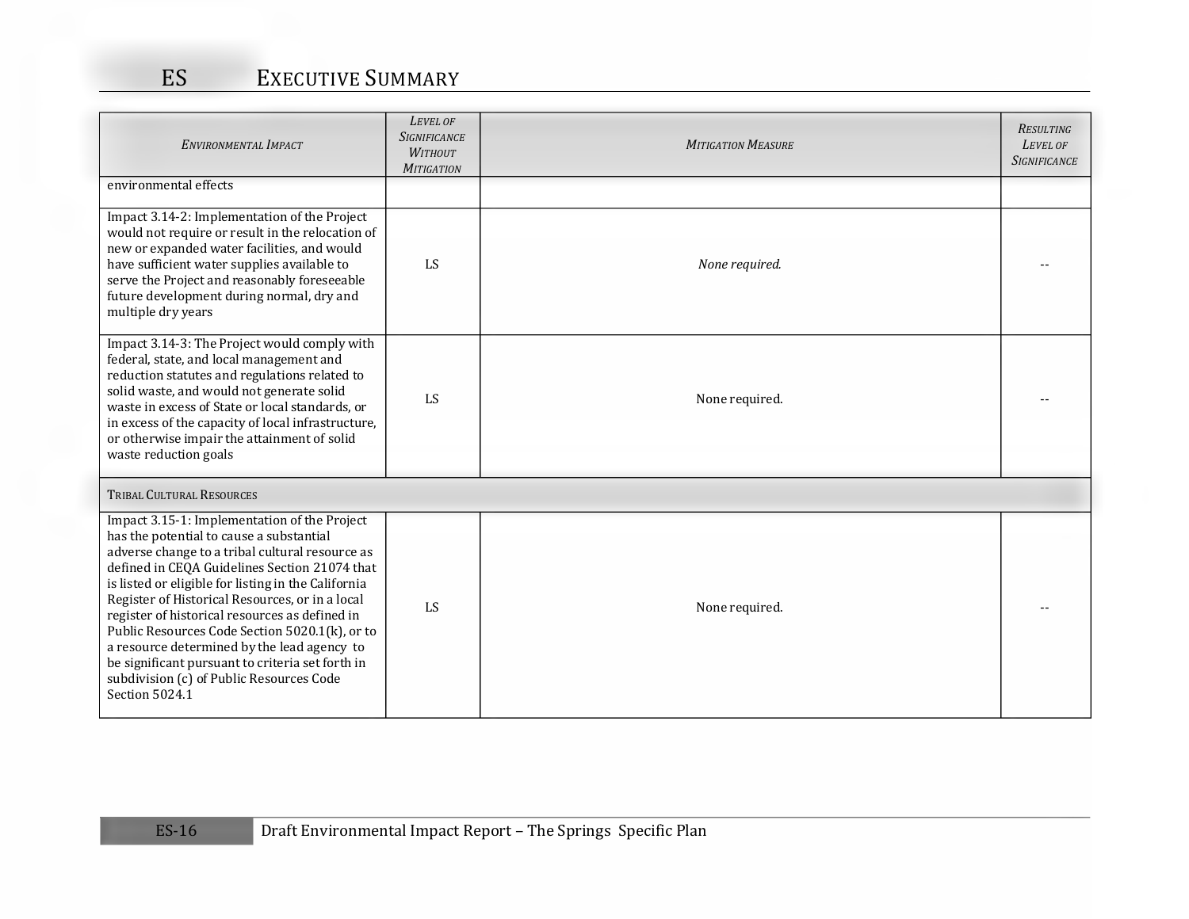| *Environmental Impact* | *Level of Significance Without Mitigation* | *Mitigation Measure* | *Resulting Level of Significance* |
|---|---|---|---|
| environmental effects | | | |
| Impact 3.14-2: Implementation of the Project would not require or result in the relocation of new or expanded water facilities, and would have sufficient water supplies available to serve the Project and reasonably foreseeable future development during normal, dry and multiple dry years | LS | *None required.* | -- |
| Impact 3.14-3: The Project would comply with federal, state, and local management and reduction statutes and regulations related to solid waste, and would not generate solid waste in excess of State or local standards, or in excess of the capacity of local infrastructure, or otherwise impair the attainment of solid waste reduction goals | LS | None required. | -- |
| Tribal Cultural Resources | | | |
| Impact 3.15-1: Implementation of the Project has the potential to cause a substantial adverse change to a tribal cultural resource as defined in CEQA Guidelines Section 21074 that is listed or eligible for listing in the California Register of Historical Resources, or in a local register of historical resources as defined in Public Resources Code Section 5020.1(k), or to a resource determined by the lead agency to be significant pursuant to criteria set forth in subdivision (c) of Public Resources Code Section 5024.1 | LS | None required. | -- |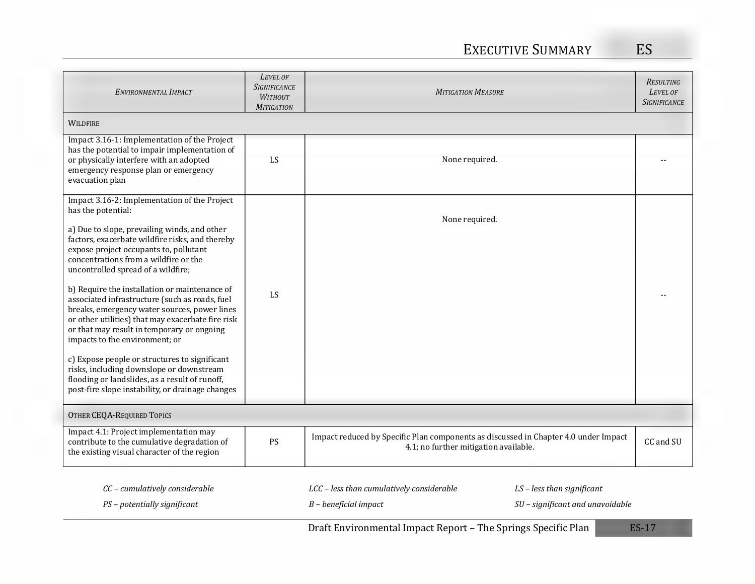| *Environmental Impact* | *Level of Significance Without Mitigation* | *Mitigation Measure* | *Resulting Level of Significance* |
|---|---|---|---|
| Wildfire | | | |
| Impact 3.16-1: Implementation of the Project has the potential to impair implementation of or physically interfere with an adopted emergency response plan or emergency evacuation plan | LS | None required. | -- |
| Impact 3.16-2: Implementation of the Project has the potential:<br><br>a) Due to slope, prevailing winds, and other factors, exacerbate wildfire risks, and thereby expose project occupants to, pollutant concentrations from a wildfire or the uncontrolled spread of a wildfire;<br><br>b) Require the installation or maintenance of associated infrastructure (such as roads, fuel breaks, emergency water sources, power lines or other utilities) that may exacerbate fire risk or that may result in temporary or ongoing impacts to the environment; or<br><br>c) Expose people or structures to significant risks, including downslope or downstream flooding or landslides, as a result of runoff, post-fire slope instability, or drainage changes | LS | None required. | -- |
| Other CEQA-Required Topics | | | |
| Impact 4.1: Project implementation may contribute to the cumulative degradation of the existing visual character of the region | PS | Impact reduced by Specific Plan components as discussed in Chapter 4.0 under Impact 4.1; no further mitigation available. | CC and SU |

*CC – cumulatively considerable* *LCC – less than cumulatively considerable* *LS – less than significant*

*PS – potentially significant* *B – beneficial impact* *SU – significant and unavoidable*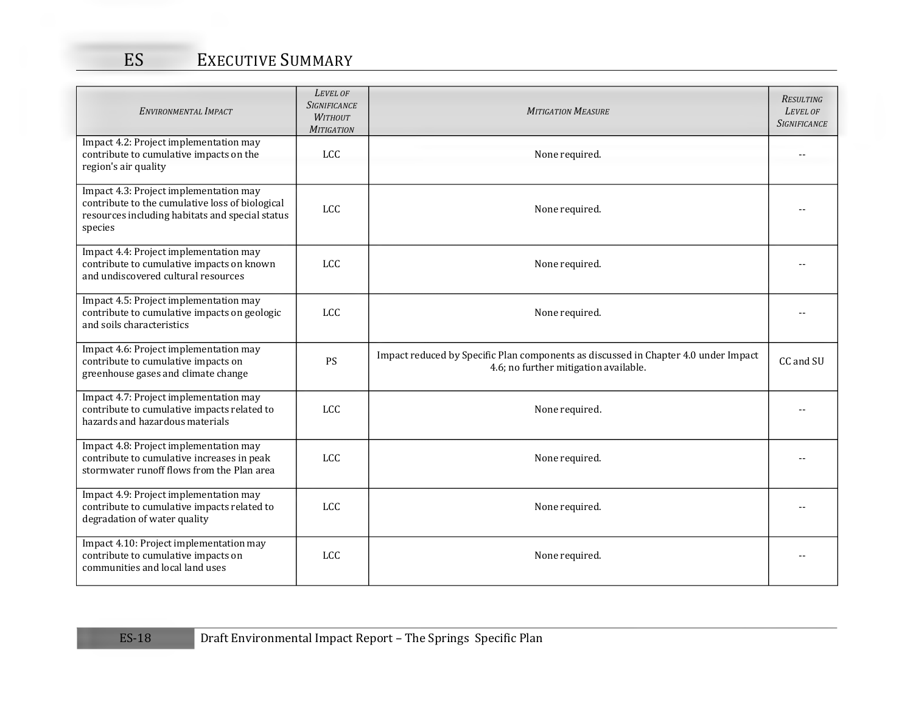| Environmental Impact | Level of Significance Without Mitigation | Mitigation Measure | Resulting Level of Significance |
|---|---|---|---|
| Impact 4.2: Project implementation may contribute to cumulative impacts on the region's air quality | LCC | None required. | -- |
| Impact 4.3: Project implementation may contribute to the cumulative loss of biological resources including habitats and special status species | LCC | None required. | -- |
| Impact 4.4: Project implementation may contribute to cumulative impacts on known and undiscovered cultural resources | LCC | None required. | -- |
| Impact 4.5: Project implementation may contribute to cumulative impacts on geologic and soils characteristics | LCC | None required. | -- |
| Impact 4.6: Project implementation may contribute to cumulative impacts on greenhouse gases and climate change | PS | Impact reduced by Specific Plan components as discussed in Chapter 4.0 under Impact 4.6; no further mitigation available. | CC and SU |
| Impact 4.7: Project implementation may contribute to cumulative impacts related to hazards and hazardous materials | LCC | None required. | -- |
| Impact 4.8: Project implementation may contribute to cumulative increases in peak stormwater runoff flows from the Plan area | LCC | None required. | -- |
| Impact 4.9: Project implementation may contribute to cumulative impacts related to degradation of water quality | LCC | None required. | -- |
| Impact 4.10: Project implementation may contribute to cumulative impacts on communities and local land uses | LCC | None required. | -- |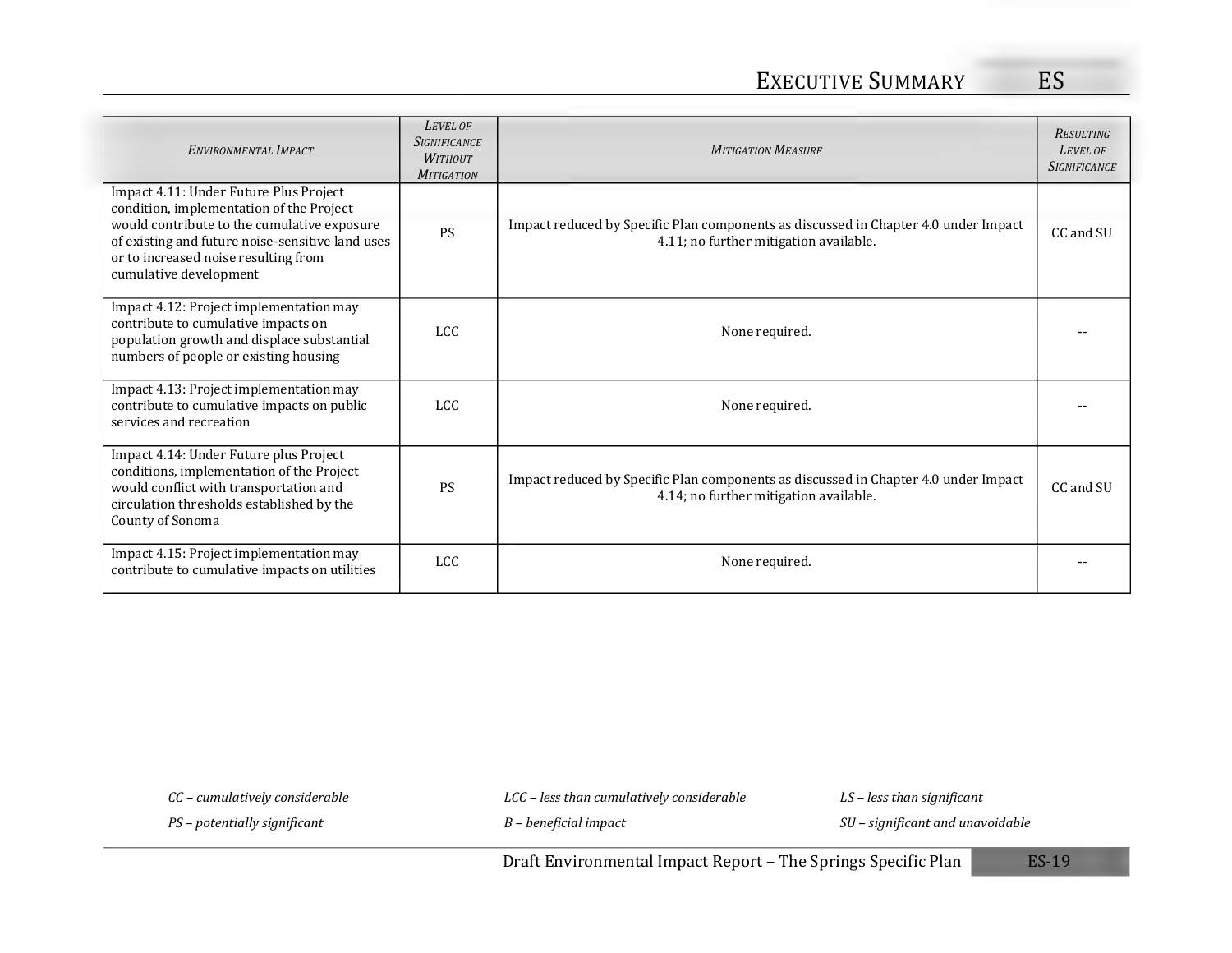| *Environmental Impact* | *Level of Significance Without Mitigation* | *Mitigation Measure* | *Resulting Level of Significance* |
|---|---|---|---|
| Impact 4.11: Under Future Plus Project condition, implementation of the Project would contribute to the cumulative exposure of existing and future noise-sensitive land uses or to increased noise resulting from cumulative development | PS | Impact reduced by Specific Plan components as discussed in Chapter 4.0 under Impact 4.11; no further mitigation available. | CC and SU |
| Impact 4.12: Project implementation may contribute to cumulative impacts on population growth and displace substantial numbers of people or existing housing | LCC | None required. | -- |
| Impact 4.13: Project implementation may contribute to cumulative impacts on public services and recreation | LCC | None required. | -- |
| Impact 4.14: Under Future plus Project conditions, implementation of the Project would conflict with transportation and circulation thresholds established by the County of Sonoma | PS | Impact reduced by Specific Plan components as discussed in Chapter 4.0 under Impact 4.14; no further mitigation available. | CC and SU |
| Impact 4.15: Project implementation may contribute to cumulative impacts on utilities | LCC | None required. | -- |

*CC – cumulatively considerable*
*LCC – less than cumulatively considerable*
*LS – less than significant*
*PS – potentially significant*
*B – beneficial impact*
*SU – significant and unavoidable*